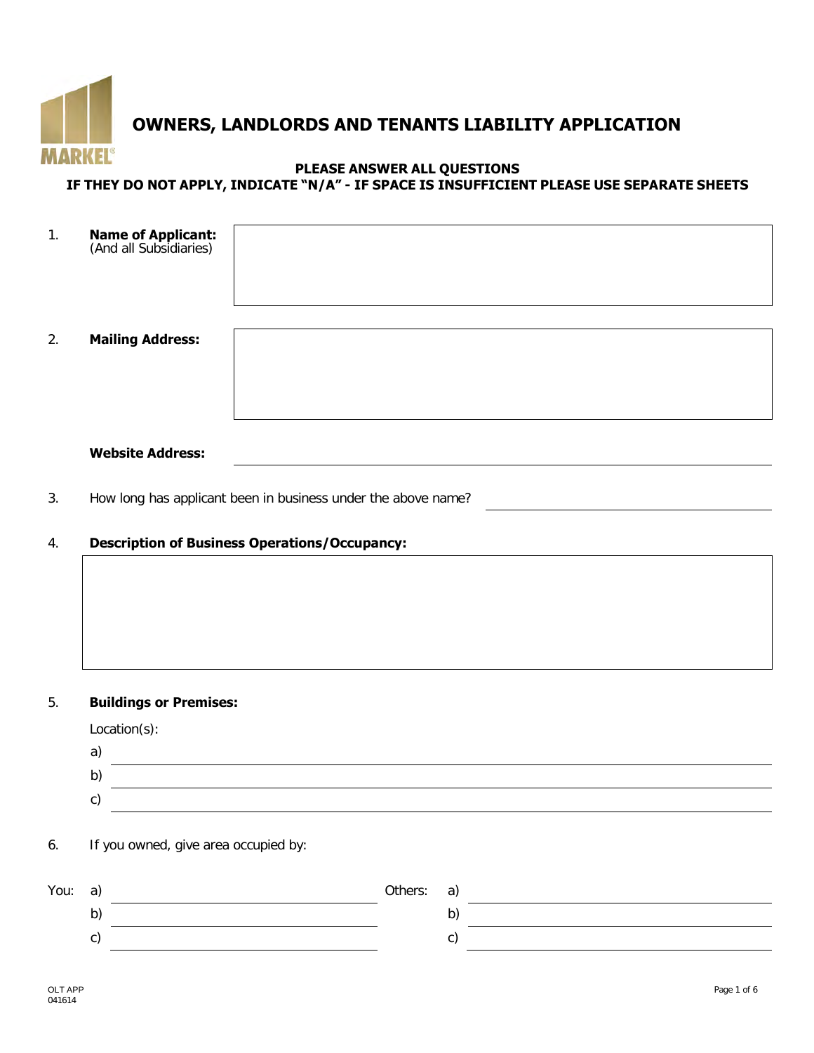# OWNERS, LANDLORDS AND TENANTS LIABILITY APPLICATION

**PLEASE ANSWER ALL QUESTIONS**
**IF THEY DO NOT APPLY, INDICATE "N/A" - IF SPACE IS INSUFFICIENT PLEASE USE SEPARATE SHEETS**

1. **Name of Applicant:** (And all Subsidiaries)

2. **Mailing Address:**

   **Website Address:** ______________________

3. How long has applicant been in business under the above name? ______________________

4. **Description of Business Operations/Occupancy:**

5. **Buildings or Premises:**

   Location(s):

   a) ______________________

   b) ______________________

   c) ______________________

6. If you owned, give area occupied by:

| You: | | Others: | |
|---|---|---|---|
| a) | ______________________ | a) | ______________________ |
| b) | ______________________ | b) | ______________________ |
| c) | ______________________ | c) | ______________________ |

OLT APP
041614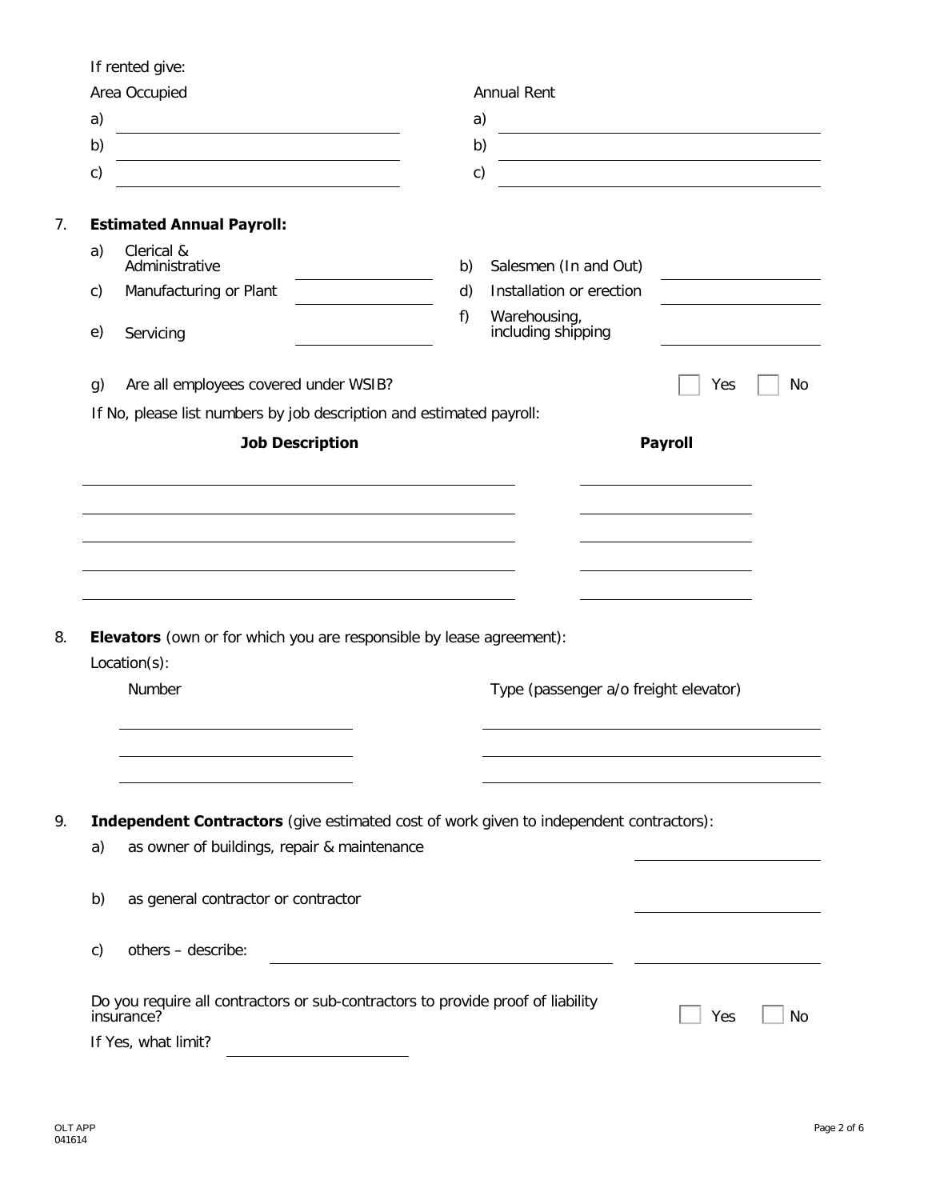If rented give:

| Area Occupied | Annual Rent |
|---|---|
| a) | a) |
| b) | b) |
| c) | c) |

7. **Estimated Annual Payroll:**

| | | | |
|---|---|---|---|
| a) Clerical & Administrative | | b) Salesmen (In and Out) | |
| c) Manufacturing or Plant | | d) Installation or erection | |
| e) Servicing | | f) Warehousing, including shipping | |

g) Are all employees covered under WSIB? ☐ Yes ☐ No

If No, please list numbers by job description and estimated payroll:

| **Job Description** | **Payroll** |
|---|---|
| | |
| | |
| | |
| | |
| | |

8. **Elevators** (own or for which you are responsible by lease agreement):

Location(s):

| Number | Type (passenger a/o freight elevator) |
|---|---|
| | |
| | |
| | |

9. **Independent Contractors** (give estimated cost of work given to independent contractors):

a) as owner of buildings, repair & maintenance ____________

b) as general contractor or contractor ____________

c) others – describe: ____________ ____________

Do you require all contractors or sub-contractors to provide proof of liability insurance? ☐ Yes ☐ No

If Yes, what limit? ____________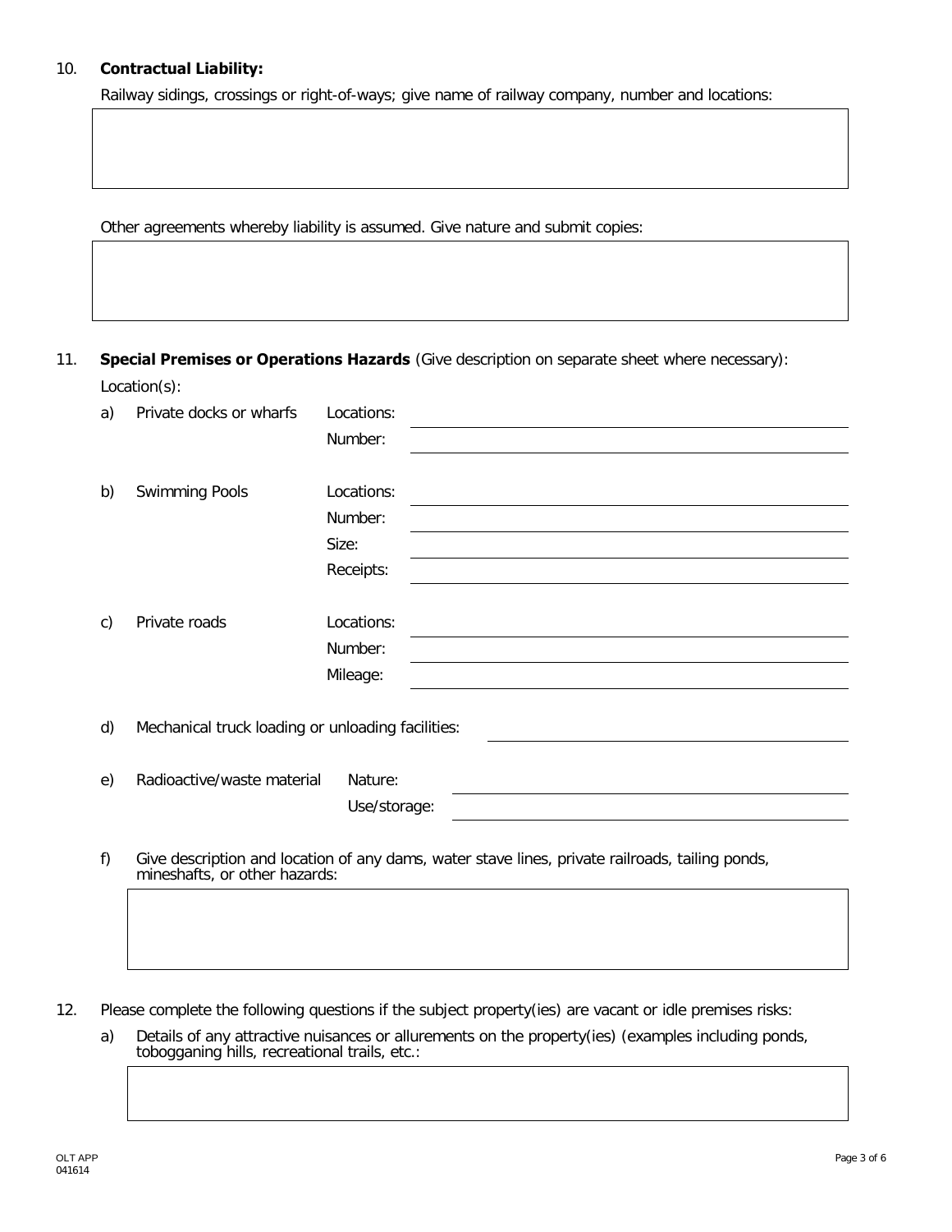10. **Contractual Liability:**

Railway sidings, crossings or right-of-ways; give name of railway company, number and locations:

Other agreements whereby liability is assumed. Give nature and submit copies:

11. **Special Premises or Operations Hazards** (Give description on separate sheet where necessary):

Location(s):

a) Private docks or wharfs
   - Locations:
   - Number:

b) Swimming Pools
   - Locations:
   - Number:
   - Size:
   - Receipts:

c) Private roads
   - Locations:
   - Number:
   - Mileage:

d) Mechanical truck loading or unloading facilities:

e) Radioactive/waste material
   - Nature:
   - Use/storage:

f) Give description and location of any dams, water stave lines, private railroads, tailing ponds, mineshafts, or other hazards:

12. Please complete the following questions if the subject property(ies) are vacant or idle premises risks:

a) Details of any attractive nuisances or allurements on the property(ies) (examples including ponds, tobogganing hills, recreational trails, etc.:

OLT APP
041614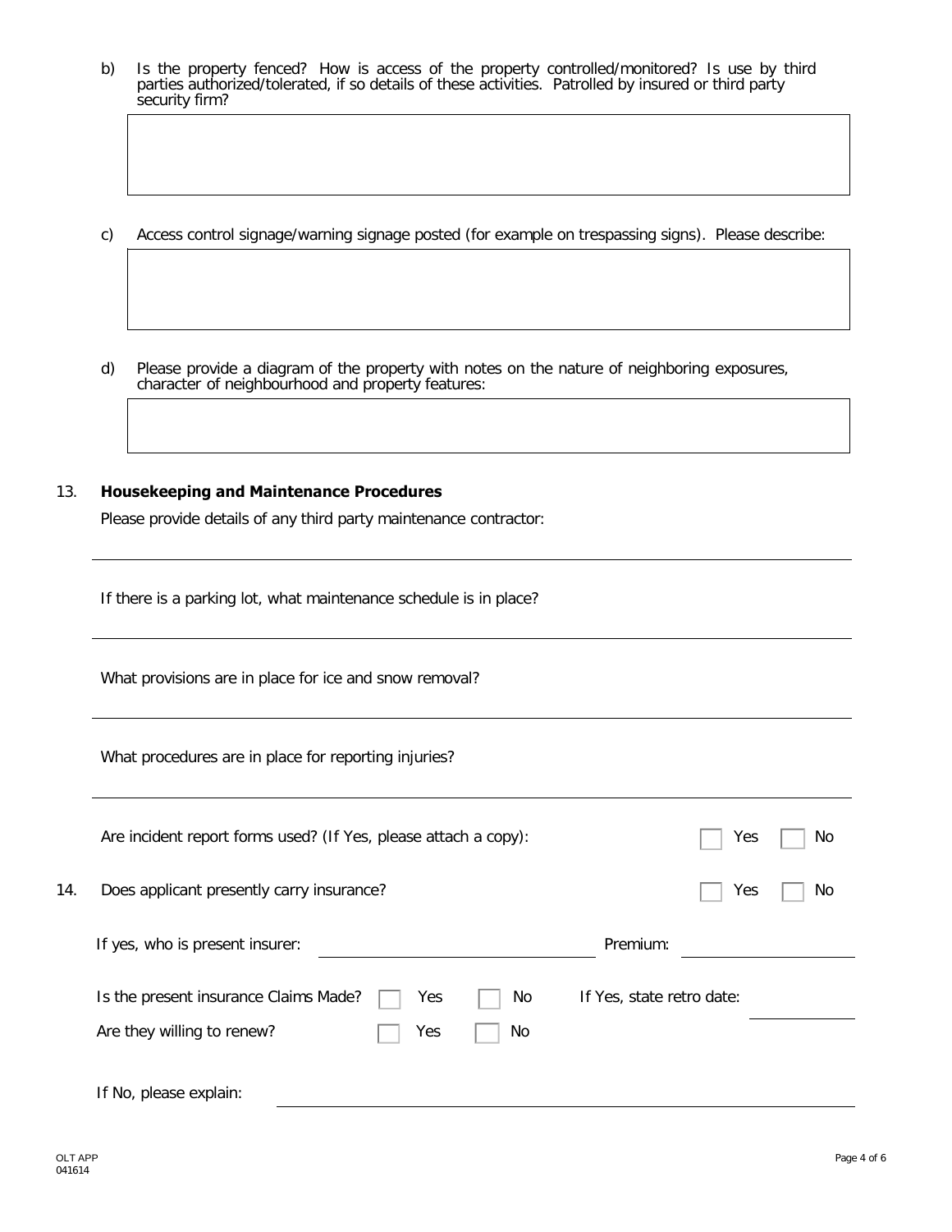b) Is the property fenced? How is access of the property controlled/monitored? Is use by third parties authorized/tolerated, if so details of these activities. Patrolled by insured or third party security firm?

c) Access control signage/warning signage posted (for example on trespassing signs). Please describe:

d) Please provide a diagram of the property with notes on the nature of neighboring exposures, character of neighbourhood and property features:

13. **Housekeeping and Maintenance Procedures**

Please provide details of any third party maintenance contractor:

If there is a parking lot, what maintenance schedule is in place?

What provisions are in place for ice and snow removal?

What procedures are in place for reporting injuries?

Are incident report forms used? (If Yes, please attach a copy): ☐ Yes ☐ No

14. Does applicant presently carry insurance? ☐ Yes ☐ No

If yes, who is present insurer: \_\_\_\_\_\_\_\_\_\_\_\_\_\_\_\_ Premium: \_\_\_\_\_\_\_\_\_\_

Is the present insurance Claims Made? ☐ Yes ☐ No If Yes, state retro date: \_\_\_\_\_\_\_\_\_\_

Are they willing to renew? ☐ Yes ☐ No

If No, please explain: \_\_\_\_\_\_\_\_\_\_\_\_\_\_\_\_\_\_\_\_

OLT APP
041614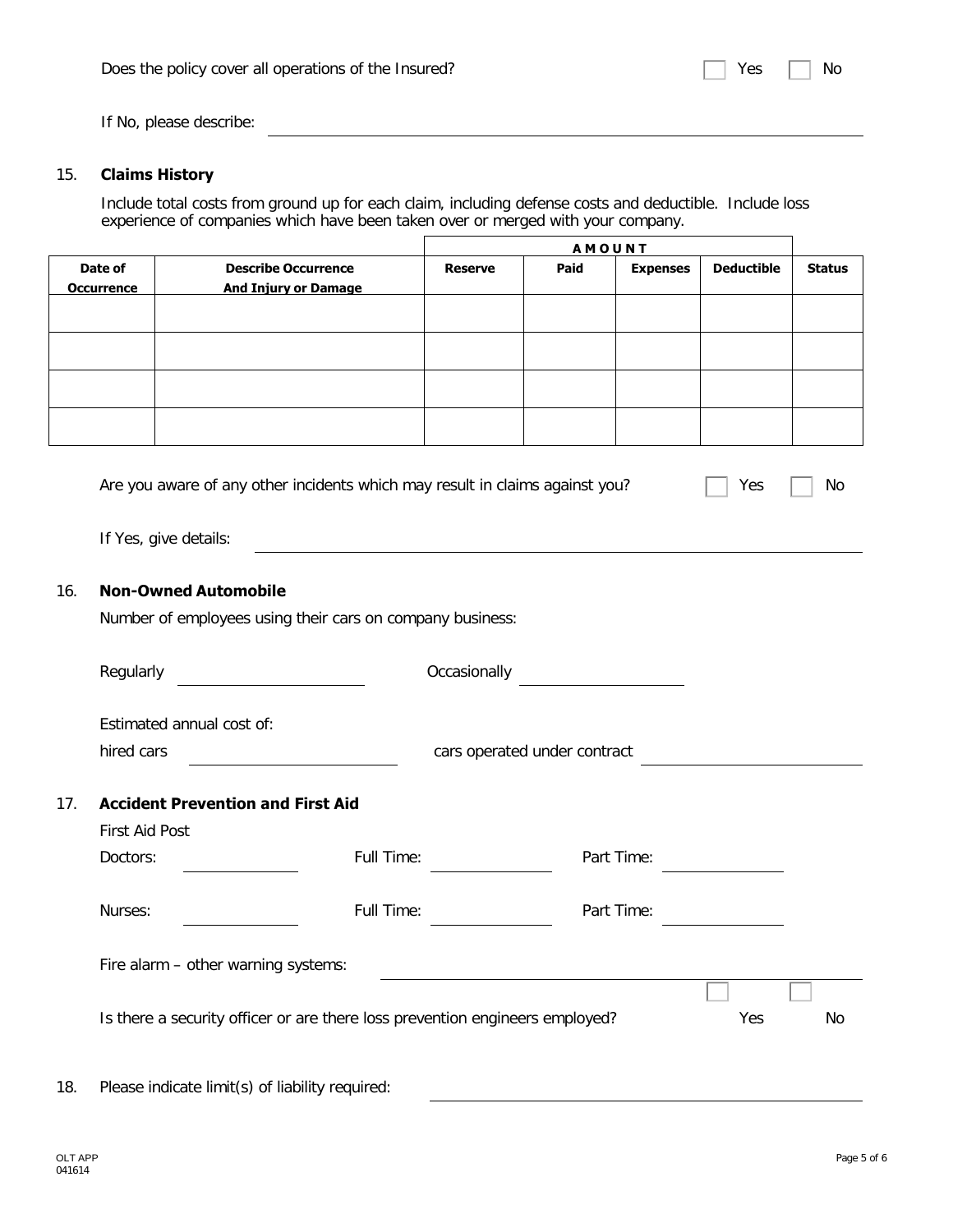Does the policy cover all operations of the Insured? ☐ Yes ☐ No

If No, please describe: ______________________________

## 15. **Claims History**

Include total costs from ground up for each claim, including defense costs and deductible. Include loss experience of companies which have been taken over or merged with your company.

| | | AMOUNT | | | | |
|---|---|---|---|---|---|---|
| **Date of Occurrence** | **Describe Occurrence And Injury or Damage** | **Reserve** | **Paid** | **Expenses** | **Deductible** | **Status** |
| | | | | | | |
| | | | | | | |
| | | | | | | |
| | | | | | | |

Are you aware of any other incidents which may result in claims against you? ☐ Yes ☐ No

If Yes, give details: ______________________________

## 16. **Non-Owned Automobile**

Number of employees using their cars on company business:

Regularly ______________ Occasionally ______________

Estimated annual cost of:

hired cars ______________ cars operated under contract ______________

## 17. **Accident Prevention and First Aid**

First Aid Post

Doctors: __________ Full Time: __________ Part Time: __________

Nurses: __________ Full Time: __________ Part Time: __________

Fire alarm – other warning systems: ______________________________

Is there a security officer or are there loss prevention engineers employed? ☐ Yes ☐ No

18. Please indicate limit(s) of liability required: ______________________________

OLT APP
041614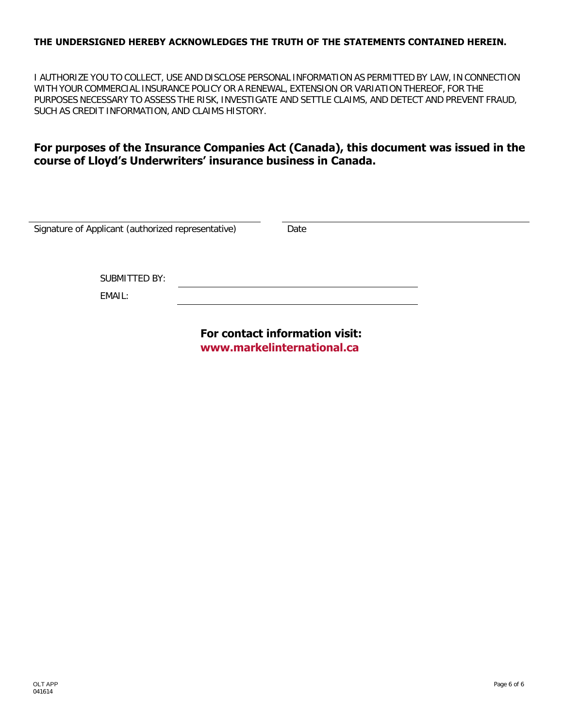**THE UNDERSIGNED HEREBY ACKNOWLEDGES THE TRUTH OF THE STATEMENTS CONTAINED HEREIN.**

I AUTHORIZE YOU TO COLLECT, USE AND DISCLOSE PERSONAL INFORMATION AS PERMITTED BY LAW, IN CONNECTION WITH YOUR COMMERCIAL INSURANCE POLICY OR A RENEWAL, EXTENSION OR VARIATION THEREOF, FOR THE PURPOSES NECESSARY TO ASSESS THE RISK, INVESTIGATE AND SETTLE CLAIMS, AND DETECT AND PREVENT FRAUD, SUCH AS CREDIT INFORMATION, AND CLAIMS HISTORY.

**For purposes of the Insurance Companies Act (Canada), this document was issued in the course of Lloyd's Underwriters' insurance business in Canada.**

\_\_\_\_\_\_\_\_\_\_\_\_\_\_\_\_\_\_\_\_\_\_\_\_\_\_\_\_\_\_\_\_\_\_\_\_\_\_\_\_ \_\_\_\_\_\_\_\_\_\_\_\_\_\_\_\_\_\_\_\_\_\_\_\_\_\_\_\_\_\_\_\_\_\_\_\_\_\_\_\_
Signature of Applicant (authorized representative) Date

SUBMITTED BY: \_\_\_\_\_\_\_\_\_\_\_\_\_\_\_\_\_\_\_\_\_\_\_\_\_\_\_\_\_\_\_\_\_\_\_\_\_\_\_\_

EMAIL: \_\_\_\_\_\_\_\_\_\_\_\_\_\_\_\_\_\_\_\_\_\_\_\_\_\_\_\_\_\_\_\_\_\_\_\_\_\_\_\_

**For contact information visit:**
**www.markelinternational.ca**

OLT APP
041614